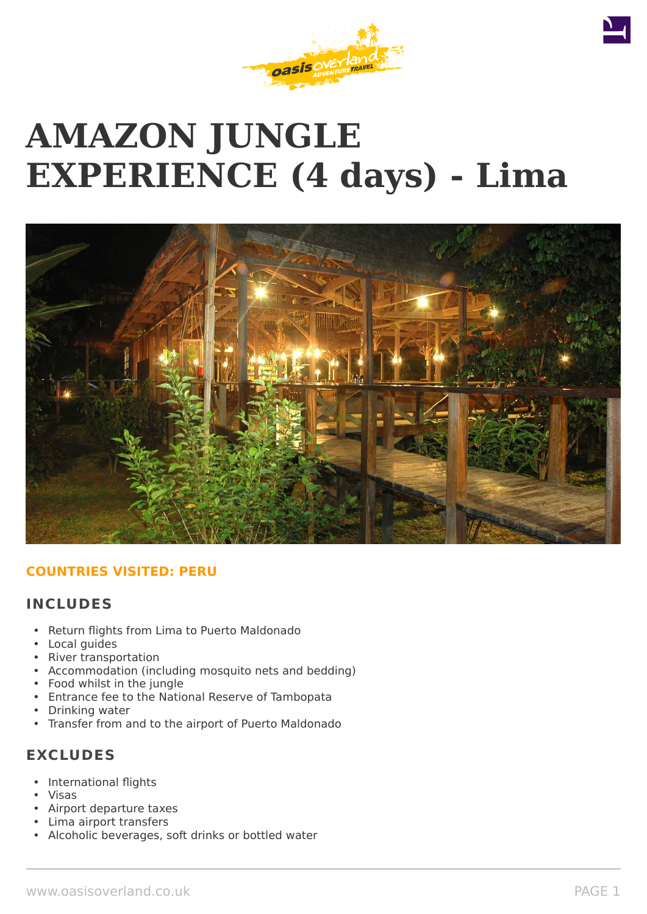# AMAZON JUNGLE EXPERIENCE (4 days) - Lima

**COUNTRIES VISITED: PERU**

## INCLUDES

- Return flights from Lima to Puerto Maldonado
- Local guides
- River transportation
- Accommodation (including mosquito nets and bedding)
- Food whilst in the jungle
- Entrance fee to the National Reserve of Tambopata
- Drinking water
- Transfer from and to the airport of Puerto Maldonado

## EXCLUDES

- International flights
- Visas
- Airport departure taxes
- Lima airport transfers
- Alcoholic beverages, soft drinks or bottled water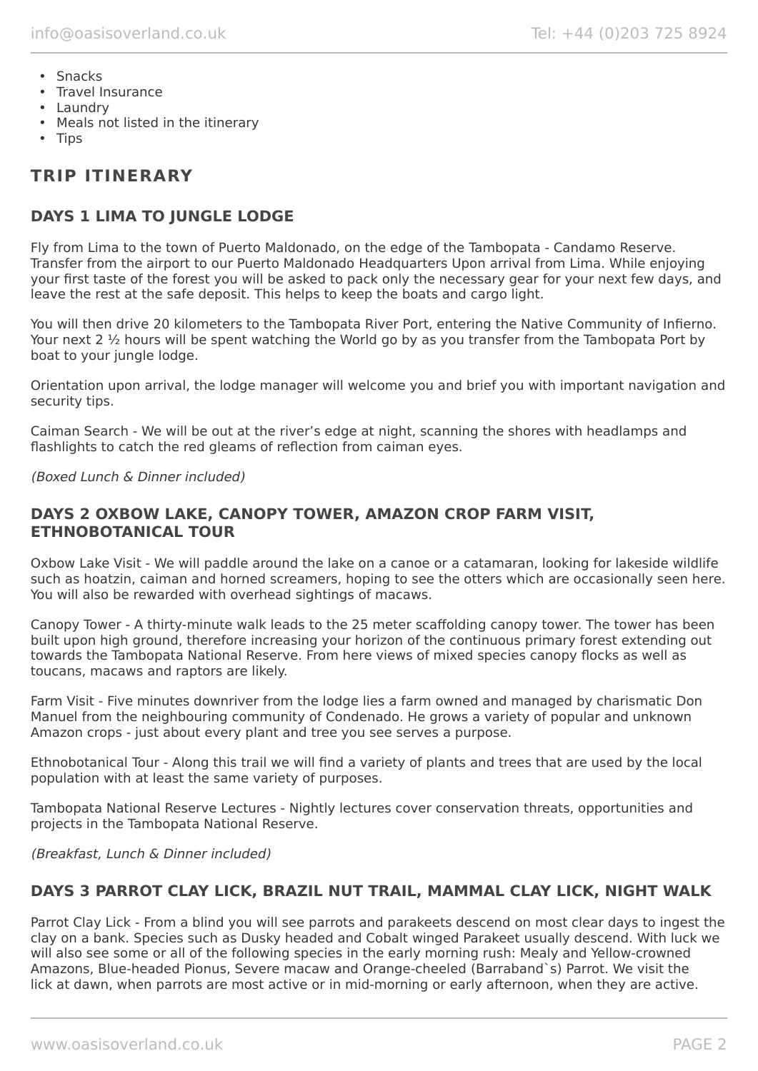- Snacks
- Travel Insurance
- Laundry
- Meals not listed in the itinerary
- Tips

## TRIP ITINERARY

### DAYS 1 LIMA TO JUNGLE LODGE

Fly from Lima to the town of Puerto Maldonado, on the edge of the Tambopata - Candamo Reserve. Transfer from the airport to our Puerto Maldonado Headquarters Upon arrival from Lima. While enjoying your first taste of the forest you will be asked to pack only the necessary gear for your next few days, and leave the rest at the safe deposit. This helps to keep the boats and cargo light.

You will then drive 20 kilometers to the Tambopata River Port, entering the Native Community of Infierno. Your next 2 ½ hours will be spent watching the World go by as you transfer from the Tambopata Port by boat to your jungle lodge.

Orientation upon arrival, the lodge manager will welcome you and brief you with important navigation and security tips.

Caiman Search - We will be out at the river's edge at night, scanning the shores with headlamps and flashlights to catch the red gleams of reflection from caiman eyes.

*(Boxed Lunch & Dinner included)*

### DAYS 2 OXBOW LAKE, CANOPY TOWER, AMAZON CROP FARM VISIT, ETHNOBOTANICAL TOUR

Oxbow Lake Visit - We will paddle around the lake on a canoe or a catamaran, looking for lakeside wildlife such as hoatzin, caiman and horned screamers, hoping to see the otters which are occasionally seen here. You will also be rewarded with overhead sightings of macaws.

Canopy Tower - A thirty-minute walk leads to the 25 meter scaffolding canopy tower. The tower has been built upon high ground, therefore increasing your horizon of the continuous primary forest extending out towards the Tambopata National Reserve. From here views of mixed species canopy flocks as well as toucans, macaws and raptors are likely.

Farm Visit - Five minutes downriver from the lodge lies a farm owned and managed by charismatic Don Manuel from the neighbouring community of Condenado. He grows a variety of popular and unknown Amazon crops - just about every plant and tree you see serves a purpose.

Ethnobotanical Tour - Along this trail we will find a variety of plants and trees that are used by the local population with at least the same variety of purposes.

Tambopata National Reserve Lectures - Nightly lectures cover conservation threats, opportunities and projects in the Tambopata National Reserve.

*(Breakfast, Lunch & Dinner included)*

### DAYS 3 PARROT CLAY LICK, BRAZIL NUT TRAIL, MAMMAL CLAY LICK, NIGHT WALK

Parrot Clay Lick - From a blind you will see parrots and parakeets descend on most clear days to ingest the clay on a bank. Species such as Dusky headed and Cobalt winged Parakeet usually descend. With luck we will also see some or all of the following species in the early morning rush: Mealy and Yellow-crowned Amazons, Blue-headed Pionus, Severe macaw and Orange-cheeled (Barraband`s) Parrot. We visit the lick at dawn, when parrots are most active or in mid-morning or early afternoon, when they are active.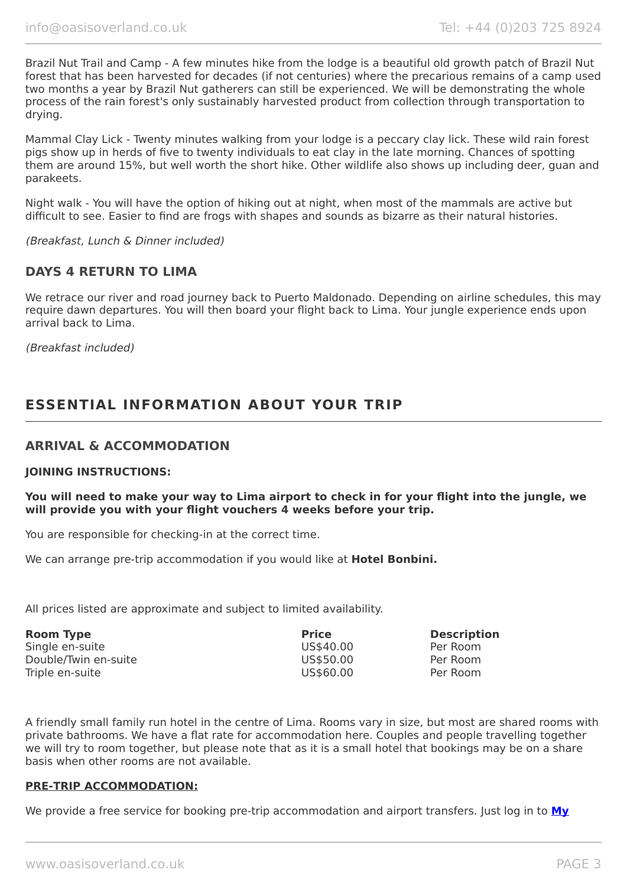Brazil Nut Trail and Camp - A few minutes hike from the lodge is a beautiful old growth patch of Brazil Nut forest that has been harvested for decades (if not centuries) where the precarious remains of a camp used two months a year by Brazil Nut gatherers can still be experienced. We will be demonstrating the whole process of the rain forest's only sustainably harvested product from collection through transportation to drying.

Mammal Clay Lick - Twenty minutes walking from your lodge is a peccary clay lick. These wild rain forest pigs show up in herds of five to twenty individuals to eat clay in the late morning. Chances of spotting them are around 15%, but well worth the short hike. Other wildlife also shows up including deer, guan and parakeets.

Night walk - You will have the option of hiking out at night, when most of the mammals are active but difficult to see. Easier to find are frogs with shapes and sounds as bizarre as their natural histories.

*(Breakfast, Lunch & Dinner included)*

### DAYS 4 RETURN TO LIMA

We retrace our river and road journey back to Puerto Maldonado. Depending on airline schedules, this may require dawn departures. You will then board your flight back to Lima. Your jungle experience ends upon arrival back to Lima.

*(Breakfast included)*

## ESSENTIAL INFORMATION ABOUT YOUR TRIP

### ARRIVAL & ACCOMMODATION

**JOINING INSTRUCTIONS:**

**You will need to make your way to Lima airport to check in for your flight into the jungle, we will provide you with your flight vouchers 4 weeks before your trip.**

You are responsible for checking-in at the correct time.

We can arrange pre-trip accommodation if you would like at **Hotel Bonbini.**

All prices listed are approximate and subject to limited availability.

| Room Type | Price | Description |
|---|---|---|
| Single en-suite | US$40.00 | Per Room |
| Double/Twin en-suite | US$50.00 | Per Room |
| Triple en-suite | US$60.00 | Per Room |

A friendly small family run hotel in the centre of Lima. Rooms vary in size, but most are shared rooms with private bathrooms. We have a flat rate for accommodation here. Couples and people travelling together we will try to room together, but please note that as it is a small hotel that bookings may be on a share basis when other rooms are not available.

**PRE-TRIP ACCOMMODATION:**

We provide a free service for booking pre-trip accommodation and airport transfers. Just log in to **My**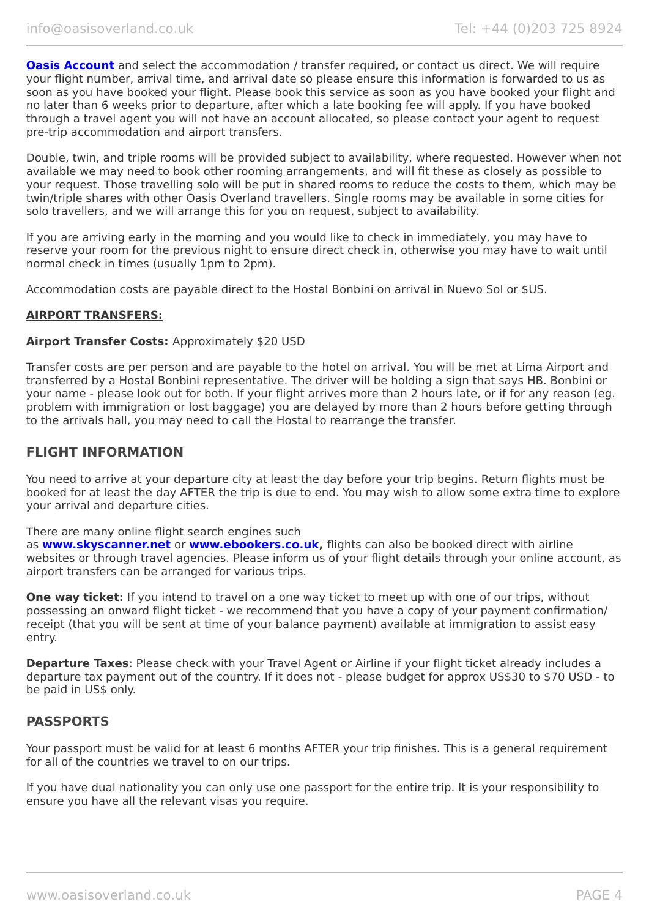**Oasis Account** and select the accommodation / transfer required, or contact us direct. We will require your flight number, arrival time, and arrival date so please ensure this information is forwarded to us as soon as you have booked your flight. Please book this service as soon as you have booked your flight and no later than 6 weeks prior to departure, after which a late booking fee will apply. If you have booked through a travel agent you will not have an account allocated, so please contact your agent to request pre-trip accommodation and airport transfers.

Double, twin, and triple rooms will be provided subject to availability, where requested. However when not available we may need to book other rooming arrangements, and will fit these as closely as possible to your request. Those travelling solo will be put in shared rooms to reduce the costs to them, which may be twin/triple shares with other Oasis Overland travellers. Single rooms may be available in some cities for solo travellers, and we will arrange this for you on request, subject to availability.

If you are arriving early in the morning and you would like to check in immediately, you may have to reserve your room for the previous night to ensure direct check in, otherwise you may have to wait until normal check in times (usually 1pm to 2pm).

Accommodation costs are payable direct to the Hostal Bonbini on arrival in Nuevo Sol or $US.

**AIRPORT TRANSFERS:**

**Airport Transfer Costs:** Approximately $20 USD

Transfer costs are per person and are payable to the hotel on arrival. You will be met at Lima Airport and transferred by a Hostal Bonbini representative. The driver will be holding a sign that says HB. Bonbini or your name - please look out for both. If your flight arrives more than 2 hours late, or if for any reason (eg. problem with immigration or lost baggage) you are delayed by more than 2 hours before getting through to the arrivals hall, you may need to call the Hostal to rearrange the transfer.

## FLIGHT INFORMATION

You need to arrive at your departure city at least the day before your trip begins. Return flights must be booked for at least the day AFTER the trip is due to end. You may wish to allow some extra time to explore your arrival and departure cities.

There are many online flight search engines such as **www.skyscanner.net** or **www.ebookers.co.uk,** flights can also be booked direct with airline websites or through travel agencies. Please inform us of your flight details through your online account, as airport transfers can be arranged for various trips.

**One way ticket:** If you intend to travel on a one way ticket to meet up with one of our trips, without possessing an onward flight ticket - we recommend that you have a copy of your payment confirmation/ receipt (that you will be sent at time of your balance payment) available at immigration to assist easy entry.

**Departure Taxes**: Please check with your Travel Agent or Airline if your flight ticket already includes a departure tax payment out of the country. If it does not - please budget for approx US$30 to $70 USD - to be paid in US$ only.

## PASSPORTS

Your passport must be valid for at least 6 months AFTER your trip finishes. This is a general requirement for all of the countries we travel to on our trips.

If you have dual nationality you can only use one passport for the entire trip. It is your responsibility to ensure you have all the relevant visas you require.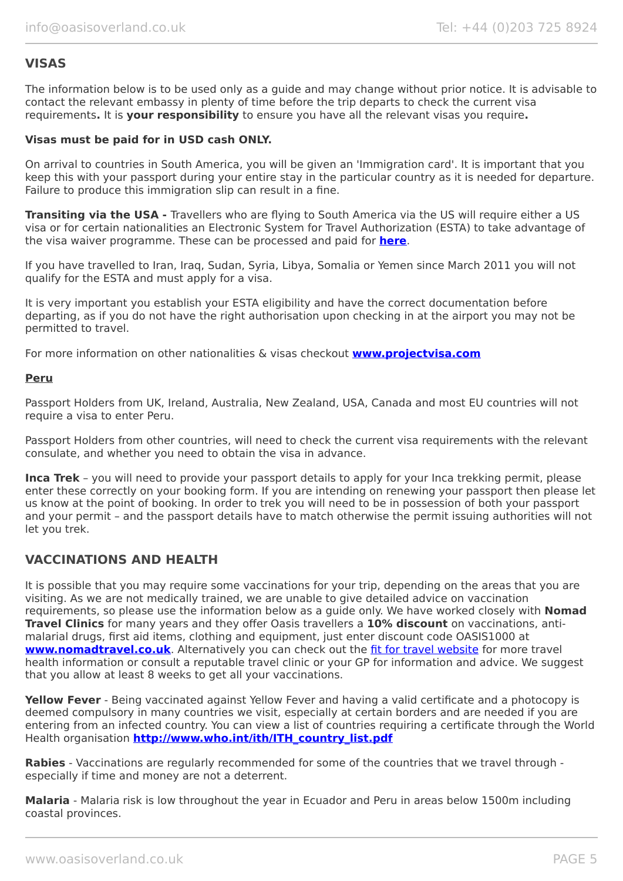## VISAS

The information below is to be used only as a guide and may change without prior notice. It is advisable to contact the relevant embassy in plenty of time before the trip departs to check the current visa requirements**.** It is **your responsibility** to ensure you have all the relevant visas you require**.**

**Visas must be paid for in USD cash ONLY.**

On arrival to countries in South America, you will be given an 'Immigration card'. It is important that you keep this with your passport during your entire stay in the particular country as it is needed for departure. Failure to produce this immigration slip can result in a fine.

**Transiting via the USA -** Travellers who are flying to South America via the US will require either a US visa or for certain nationalities an Electronic System for Travel Authorization (ESTA) to take advantage of the visa waiver programme. These can be processed and paid for **here**.

If you have travelled to Iran, Iraq, Sudan, Syria, Libya, Somalia or Yemen since March 2011 you will not qualify for the ESTA and must apply for a visa.

It is very important you establish your ESTA eligibility and have the correct documentation before departing, as if you do not have the right authorisation upon checking in at the airport you may not be permitted to travel.

For more information on other nationalities & visas checkout **www.projectvisa.com**

**Peru**

Passport Holders from UK, Ireland, Australia, New Zealand, USA, Canada and most EU countries will not require a visa to enter Peru.

Passport Holders from other countries, will need to check the current visa requirements with the relevant consulate, and whether you need to obtain the visa in advance.

**Inca Trek** – you will need to provide your passport details to apply for your Inca trekking permit, please enter these correctly on your booking form. If you are intending on renewing your passport then please let us know at the point of booking. In order to trek you will need to be in possession of both your passport and your permit – and the passport details have to match otherwise the permit issuing authorities will not let you trek.

## VACCINATIONS AND HEALTH

It is possible that you may require some vaccinations for your trip, depending on the areas that you are visiting. As we are not medically trained, we are unable to give detailed advice on vaccination requirements, so please use the information below as a guide only. We have worked closely with **Nomad Travel Clinics** for many years and they offer Oasis travellers a **10% discount** on vaccinations, anti-malarial drugs, first aid items, clothing and equipment, just enter discount code OASIS1000 at **www.nomadtravel.co.uk**. Alternatively you can check out the fit for travel website for more travel health information or consult a reputable travel clinic or your GP for information and advice. We suggest that you allow at least 8 weeks to get all your vaccinations.

**Yellow Fever** - Being vaccinated against Yellow Fever and having a valid certificate and a photocopy is deemed compulsory in many countries we visit, especially at certain borders and are needed if you are entering from an infected country. You can view a list of countries requiring a certificate through the World Health organisation **http://www.who.int/ith/ITH_country_list.pdf**

**Rabies** - Vaccinations are regularly recommended for some of the countries that we travel through - especially if time and money are not a deterrent.

**Malaria** - Malaria risk is low throughout the year in Ecuador and Peru in areas below 1500m including coastal provinces.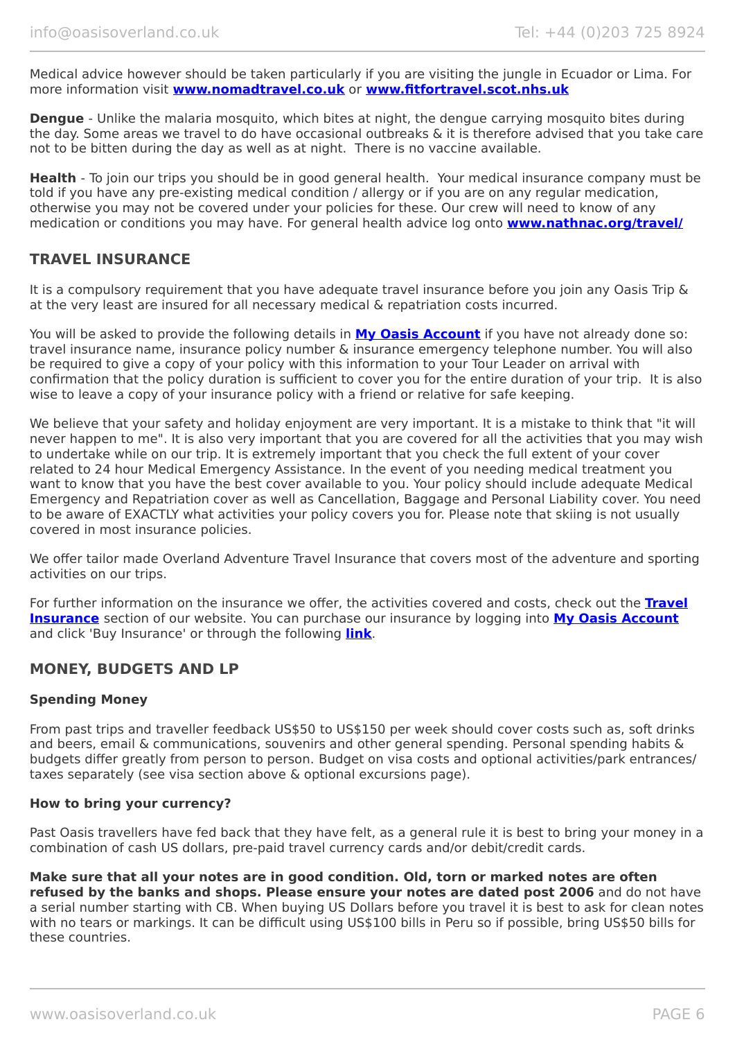Medical advice however should be taken particularly if you are visiting the jungle in Ecuador or Lima. For more information visit **www.nomadtravel.co.uk** or **www.fitfortravel.scot.nhs.uk**

**Dengue** - Unlike the malaria mosquito, which bites at night, the dengue carrying mosquito bites during the day. Some areas we travel to do have occasional outbreaks & it is therefore advised that you take care not to be bitten during the day as well as at night. There is no vaccine available.

**Health** - To join our trips you should be in good general health. Your medical insurance company must be told if you have any pre-existing medical condition / allergy or if you are on any regular medication, otherwise you may not be covered under your policies for these. Our crew will need to know of any medication or conditions you may have. For general health advice log onto **www.nathnac.org/travel/**

## TRAVEL INSURANCE

It is a compulsory requirement that you have adequate travel insurance before you join any Oasis Trip & at the very least are insured for all necessary medical & repatriation costs incurred.

You will be asked to provide the following details in **My Oasis Account** if you have not already done so: travel insurance name, insurance policy number & insurance emergency telephone number. You will also be required to give a copy of your policy with this information to your Tour Leader on arrival with confirmation that the policy duration is sufficient to cover you for the entire duration of your trip. It is also wise to leave a copy of your insurance policy with a friend or relative for safe keeping.

We believe that your safety and holiday enjoyment are very important. It is a mistake to think that "it will never happen to me". It is also very important that you are covered for all the activities that you may wish to undertake while on our trip. It is extremely important that you check the full extent of your cover related to 24 hour Medical Emergency Assistance. In the event of you needing medical treatment you want to know that you have the best cover available to you. Your policy should include adequate Medical Emergency and Repatriation cover as well as Cancellation, Baggage and Personal Liability cover. You need to be aware of EXACTLY what activities your policy covers you for. Please note that skiing is not usually covered in most insurance policies.

We offer tailor made Overland Adventure Travel Insurance that covers most of the adventure and sporting activities on our trips.

For further information on the insurance we offer, the activities covered and costs, check out the **Travel Insurance** section of our website. You can purchase our insurance by logging into **My Oasis Account** and click 'Buy Insurance' or through the following **link**.

## MONEY, BUDGETS AND LP

### Spending Money

From past trips and traveller feedback US$50 to US$150 per week should cover costs such as, soft drinks and beers, email & communications, souvenirs and other general spending. Personal spending habits & budgets differ greatly from person to person. Budget on visa costs and optional activities/park entrances/ taxes separately (see visa section above & optional excursions page).

### How to bring your currency?

Past Oasis travellers have fed back that they have felt, as a general rule it is best to bring your money in a combination of cash US dollars, pre-paid travel currency cards and/or debit/credit cards.

**Make sure that all your notes are in good condition. Old, torn or marked notes are often refused by the banks and shops. Please ensure your notes are dated post 2006** and do not have a serial number starting with CB. When buying US Dollars before you travel it is best to ask for clean notes with no tears or markings. It can be difficult using US$100 bills in Peru so if possible, bring US$50 bills for these countries.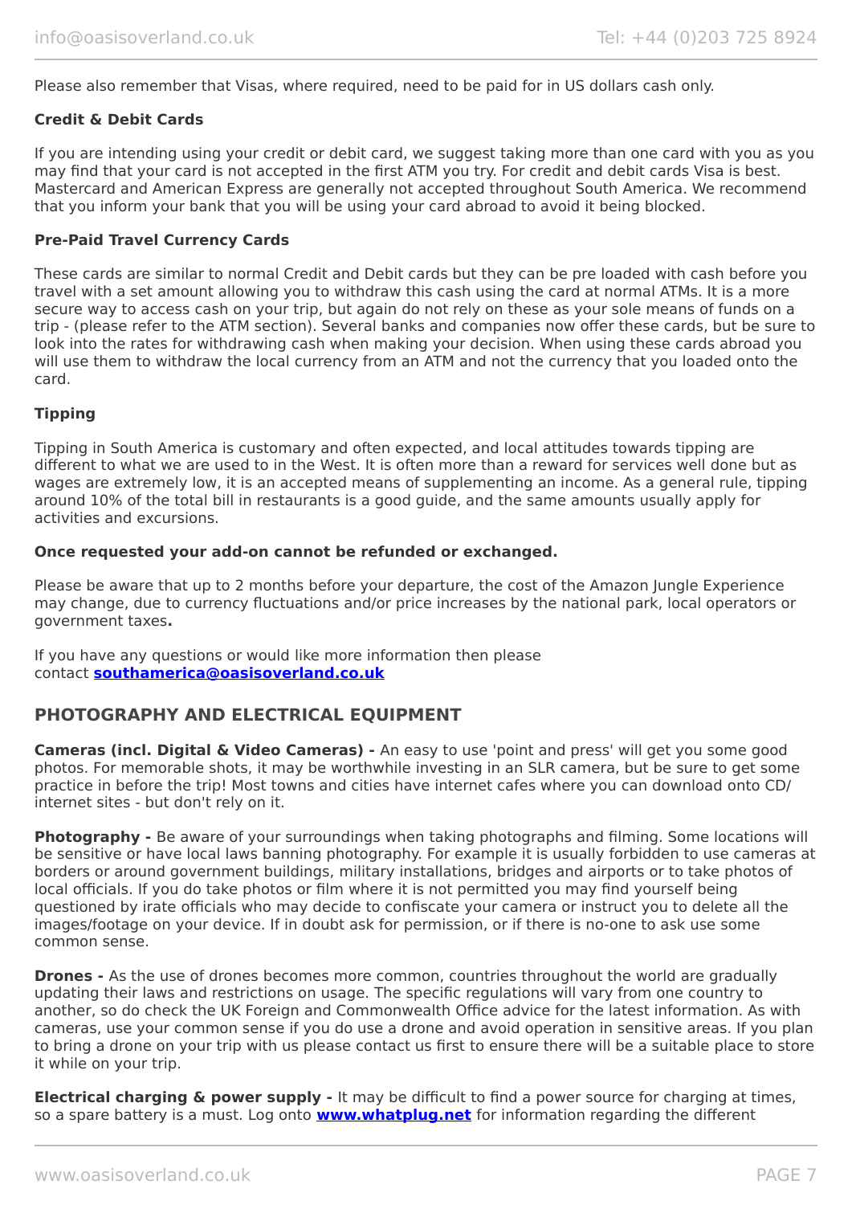Please also remember that Visas, where required, need to be paid for in US dollars cash only.

**Credit & Debit Cards**

If you are intending using your credit or debit card, we suggest taking more than one card with you as you may find that your card is not accepted in the first ATM you try. For credit and debit cards Visa is best. Mastercard and American Express are generally not accepted throughout South America. We recommend that you inform your bank that you will be using your card abroad to avoid it being blocked.

**Pre-Paid Travel Currency Cards**

These cards are similar to normal Credit and Debit cards but they can be pre loaded with cash before you travel with a set amount allowing you to withdraw this cash using the card at normal ATMs. It is a more secure way to access cash on your trip, but again do not rely on these as your sole means of funds on a trip - (please refer to the ATM section). Several banks and companies now offer these cards, but be sure to look into the rates for withdrawing cash when making your decision. When using these cards abroad you will use them to withdraw the local currency from an ATM and not the currency that you loaded onto the card.

**Tipping**

Tipping in South America is customary and often expected, and local attitudes towards tipping are different to what we are used to in the West. It is often more than a reward for services well done but as wages are extremely low, it is an accepted means of supplementing an income. As a general rule, tipping around 10% of the total bill in restaurants is a good guide, and the same amounts usually apply for activities and excursions.

**Once requested your add-on cannot be refunded or exchanged.**

Please be aware that up to 2 months before your departure, the cost of the Amazon Jungle Experience may change, due to currency fluctuations and/or price increases by the national park, local operators or government taxes**.**

If you have any questions or would like more information then please contact **southamerica@oasisoverland.co.uk**

## PHOTOGRAPHY AND ELECTRICAL EQUIPMENT

**Cameras (incl. Digital & Video Cameras) -** An easy to use 'point and press' will get you some good photos. For memorable shots, it may be worthwhile investing in an SLR camera, but be sure to get some practice in before the trip! Most towns and cities have internet cafes where you can download onto CD/ internet sites - but don't rely on it.

**Photography -** Be aware of your surroundings when taking photographs and filming. Some locations will be sensitive or have local laws banning photography. For example it is usually forbidden to use cameras at borders or around government buildings, military installations, bridges and airports or to take photos of local officials. If you do take photos or film where it is not permitted you may find yourself being questioned by irate officials who may decide to confiscate your camera or instruct you to delete all the images/footage on your device. If in doubt ask for permission, or if there is no-one to ask use some common sense.

**Drones -** As the use of drones becomes more common, countries throughout the world are gradually updating their laws and restrictions on usage. The specific regulations will vary from one country to another, so do check the UK Foreign and Commonwealth Office advice for the latest information. As with cameras, use your common sense if you do use a drone and avoid operation in sensitive areas. If you plan to bring a drone on your trip with us please contact us first to ensure there will be a suitable place to store it while on your trip.

**Electrical charging & power supply -** It may be difficult to find a power source for charging at times, so a spare battery is a must. Log onto **www.whatplug.net** for information regarding the different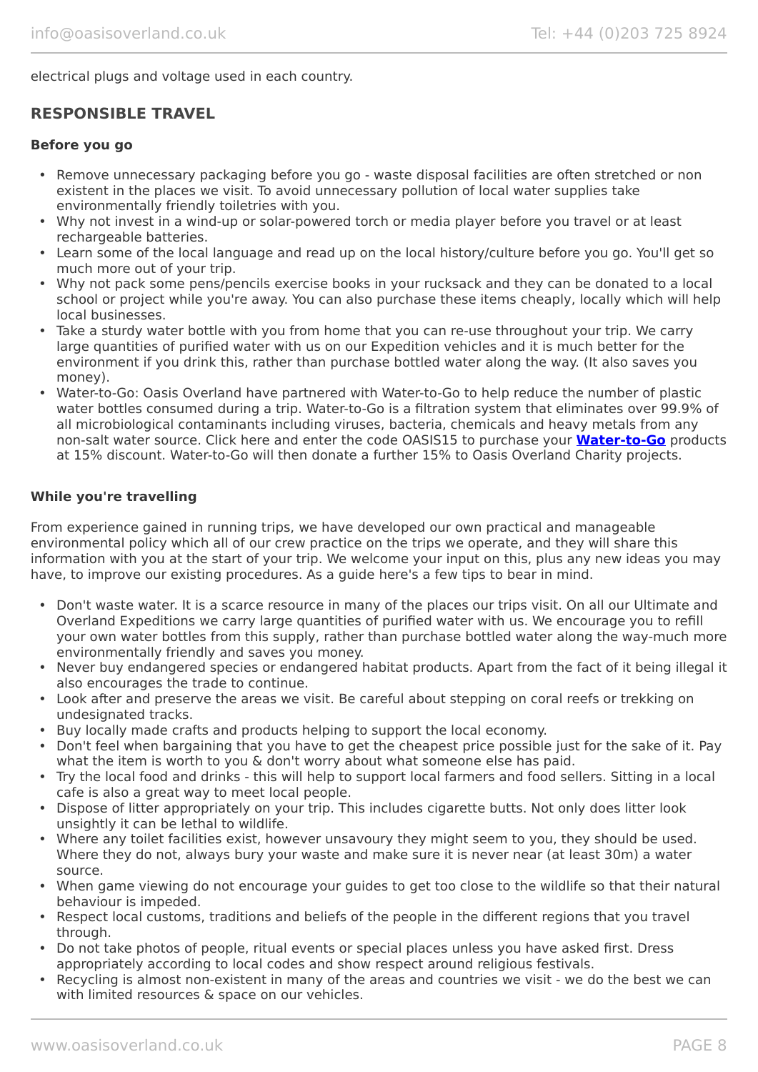electrical plugs and voltage used in each country.

## RESPONSIBLE TRAVEL

### Before you go

- Remove unnecessary packaging before you go - waste disposal facilities are often stretched or non existent in the places we visit. To avoid unnecessary pollution of local water supplies take environmentally friendly toiletries with you.
- Why not invest in a wind-up or solar-powered torch or media player before you travel or at least rechargeable batteries.
- Learn some of the local language and read up on the local history/culture before you go. You'll get so much more out of your trip.
- Why not pack some pens/pencils exercise books in your rucksack and they can be donated to a local school or project while you're away. You can also purchase these items cheaply, locally which will help local businesses.
- Take a sturdy water bottle with you from home that you can re-use throughout your trip. We carry large quantities of purified water with us on our Expedition vehicles and it is much better for the environment if you drink this, rather than purchase bottled water along the way. (It also saves you money).
- Water-to-Go: Oasis Overland have partnered with Water-to-Go to help reduce the number of plastic water bottles consumed during a trip. Water-to-Go is a filtration system that eliminates over 99.9% of all microbiological contaminants including viruses, bacteria, chemicals and heavy metals from any non-salt water source. Click here and enter the code OASIS15 to purchase your **Water-to-Go** products at 15% discount. Water-to-Go will then donate a further 15% to Oasis Overland Charity projects.

### While you're travelling

From experience gained in running trips, we have developed our own practical and manageable environmental policy which all of our crew practice on the trips we operate, and they will share this information with you at the start of your trip. We welcome your input on this, plus any new ideas you may have, to improve our existing procedures. As a guide here's a few tips to bear in mind.

- Don't waste water. It is a scarce resource in many of the places our trips visit. On all our Ultimate and Overland Expeditions we carry large quantities of purified water with us. We encourage you to refill your own water bottles from this supply, rather than purchase bottled water along the way-much more environmentally friendly and saves you money.
- Never buy endangered species or endangered habitat products. Apart from the fact of it being illegal it also encourages the trade to continue.
- Look after and preserve the areas we visit. Be careful about stepping on coral reefs or trekking on undesignated tracks.
- Buy locally made crafts and products helping to support the local economy.
- Don't feel when bargaining that you have to get the cheapest price possible just for the sake of it. Pay what the item is worth to you & don't worry about what someone else has paid.
- Try the local food and drinks - this will help to support local farmers and food sellers. Sitting in a local cafe is also a great way to meet local people.
- Dispose of litter appropriately on your trip. This includes cigarette butts. Not only does litter look unsightly it can be lethal to wildlife.
- Where any toilet facilities exist, however unsavoury they might seem to you, they should be used. Where they do not, always bury your waste and make sure it is never near (at least 30m) a water source.
- When game viewing do not encourage your guides to get too close to the wildlife so that their natural behaviour is impeded.
- Respect local customs, traditions and beliefs of the people in the different regions that you travel through.
- Do not take photos of people, ritual events or special places unless you have asked first. Dress appropriately according to local codes and show respect around religious festivals.
- Recycling is almost non-existent in many of the areas and countries we visit - we do the best we can with limited resources & space on our vehicles.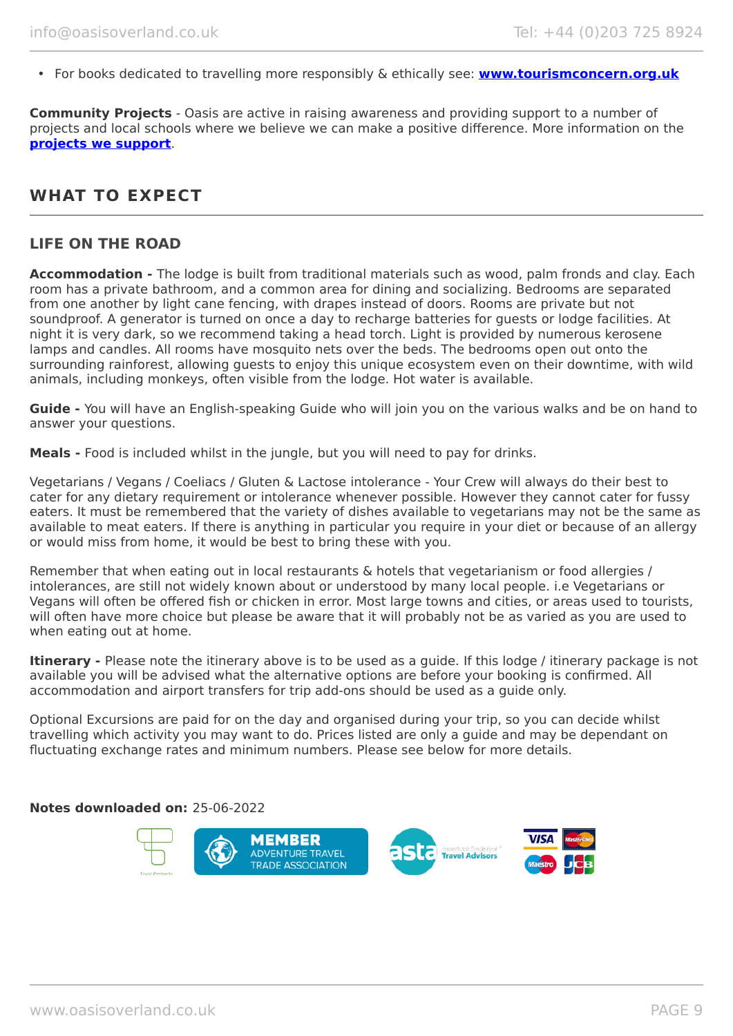- For books dedicated to travelling more responsibly & ethically see: **www.tourismconcern.org.uk**

**Community Projects** - Oasis are active in raising awareness and providing support to a number of projects and local schools where we believe we can make a positive difference. More information on the **projects we support**.

## WHAT TO EXPECT

### LIFE ON THE ROAD

**Accommodation -** The lodge is built from traditional materials such as wood, palm fronds and clay. Each room has a private bathroom, and a common area for dining and socializing. Bedrooms are separated from one another by light cane fencing, with drapes instead of doors. Rooms are private but not soundproof. A generator is turned on once a day to recharge batteries for guests or lodge facilities. At night it is very dark, so we recommend taking a head torch. Light is provided by numerous kerosene lamps and candles. All rooms have mosquito nets over the beds. The bedrooms open out onto the surrounding rainforest, allowing guests to enjoy this unique ecosystem even on their downtime, with wild animals, including monkeys, often visible from the lodge. Hot water is available.

**Guide -** You will have an English-speaking Guide who will join you on the various walks and be on hand to answer your questions.

**Meals -** Food is included whilst in the jungle, but you will need to pay for drinks.

Vegetarians / Vegans / Coeliacs / Gluten & Lactose intolerance - Your Crew will always do their best to cater for any dietary requirement or intolerance whenever possible. However they cannot cater for fussy eaters. It must be remembered that the variety of dishes available to vegetarians may not be the same as available to meat eaters. If there is anything in particular you require in your diet or because of an allergy or would miss from home, it would be best to bring these with you.

Remember that when eating out in local restaurants & hotels that vegetarianism or food allergies / intolerances, are still not widely known about or understood by many local people. i.e Vegetarians or Vegans will often be offered fish or chicken in error. Most large towns and cities, or areas used to tourists, will often have more choice but please be aware that it will probably not be as varied as you are used to when eating out at home.

**Itinerary -** Please note the itinerary above is to be used as a guide. If this lodge / itinerary package is not available you will be advised what the alternative options are before your booking is confirmed. All accommodation and airport transfers for trip add-ons should be used as a guide only.

Optional Excursions are paid for on the day and organised during your trip, so you can decide whilst travelling which activity you may want to do. Prices listed are only a guide and may be dependant on fluctuating exchange rates and minimum numbers. Please see below for more details.

**Notes downloaded on:** 25-06-2022